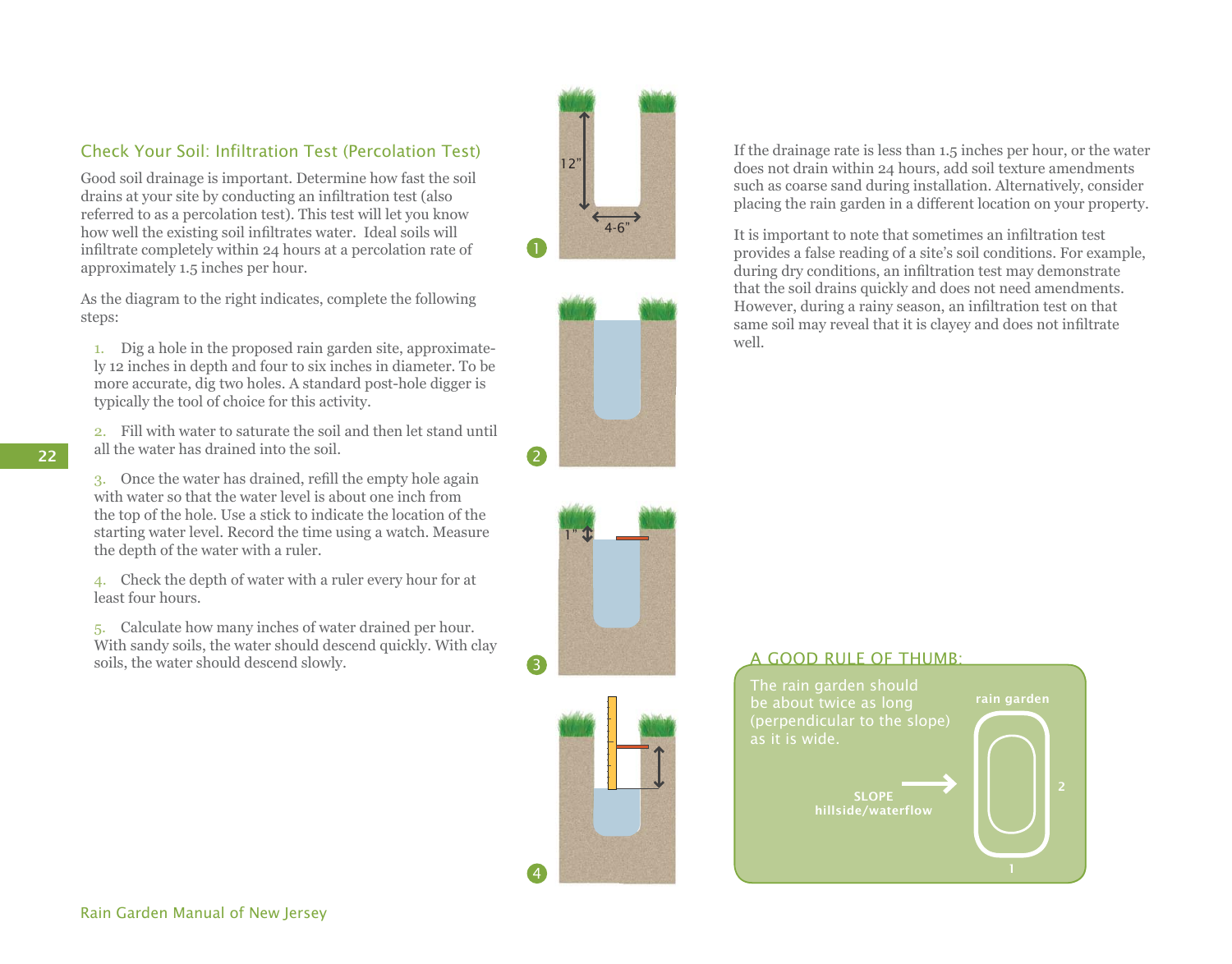## Check Your Soil: Infiltration Test (Percolation Test)

Good soil drainage is important. Determine how fast the soil drains at your site by conducting an infiltration test (also referred to as a percolation test). This test will let you know how well the existing soil infiltrates water. Ideal soils will infiltrate completely within 24 hours at a percolation rate of approximately 1.5 inches per hour.

As the diagram to the right indicates, complete the following steps:

1. Dig a hole in the proposed rain garden site, approximately 12 inches in depth and four to six inches in diameter. To be more accurate, dig two holes. A standard post-hole digger is typically the tool of choice for this activity.

2. Fill with water to saturate the soil and then let stand until all the water has drained into the soil.

3. Once the water has drained, refill the empty hole again with water so that the water level is about one inch from the top of the hole. Use a stick to indicate the location of the starting water level. Record the time using a watch. Measure the depth of the water with a ruler.

4. Check the depth of water with a ruler every hour for at least four hours.

5. Calculate how many inches of water drained per hour. With sandy soils, the water should descend quickly. With clay soils, the water should descend slowly.

If the drainage rate is less than 1.5 inches per hour, or the water does not drain within 24 hours, add soil texture amendments such as coarse sand during installation. Alternatively, consider placing the rain garden in a different location on your property.

It is important to note that sometimes an infiltration test provides a false reading of a site's soil conditions. For example, during dry conditions, an infiltration test may demonstrate that the soil drains quickly and does not need amendments. However, during a rainy season, an infiltration test on that same soil may reveal that it is clayey and does not infiltrate well.

### A GOOD RULE OF THUMB:

The rain garden should be about twice as long (perpendicular to the slope) as it is wide.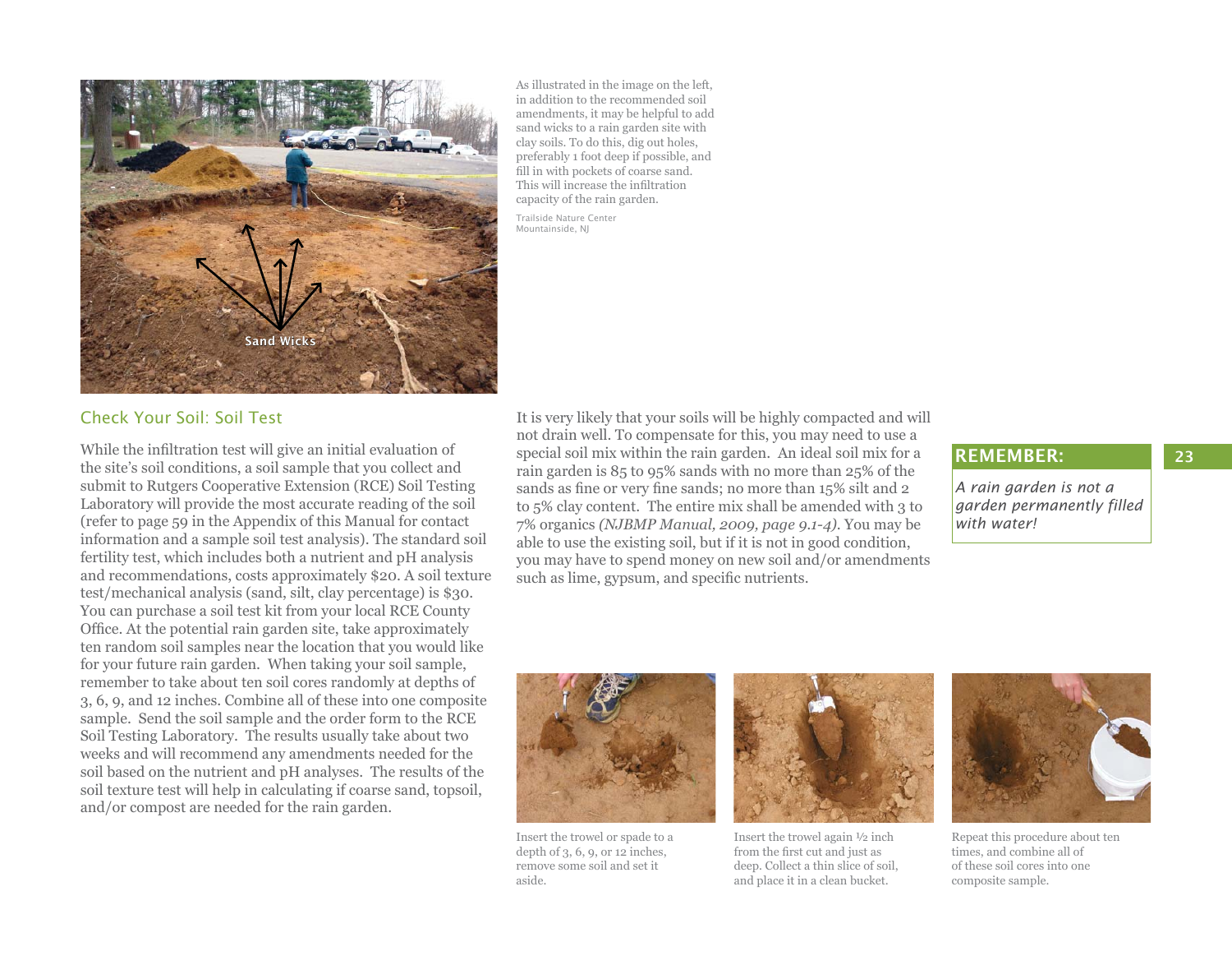As illustrated in the image on the left, in addition to the recommended soil amendments, it may be helpful to add sand wicks to a rain garden site with clay soils. To do this, dig out holes, preferably 1 foot deep if possible, and fill in with pockets of coarse sand. This will increase the infiltration capacity of the rain garden.

Trailside Nature Center
Mountainside, NJ

## Check Your Soil: Soil Test

While the infiltration test will give an initial evaluation of the site's soil conditions, a soil sample that you collect and submit to Rutgers Cooperative Extension (RCE) Soil Testing Laboratory will provide the most accurate reading of the soil (refer to page 59 in the Appendix of this Manual for contact information and a sample soil test analysis). The standard soil fertility test, which includes both a nutrient and pH analysis and recommendations, costs approximately $20. A soil texture test/mechanical analysis (sand, silt, clay percentage) is $30. You can purchase a soil test kit from your local RCE County Office. At the potential rain garden site, take approximately ten random soil samples near the location that you would like for your future rain garden. When taking your soil sample, remember to take about ten soil cores randomly at depths of 3, 6, 9, and 12 inches. Combine all of these into one composite sample. Send the soil sample and the order form to the RCE Soil Testing Laboratory. The results usually take about two weeks and will recommend any amendments needed for the soil based on the nutrient and pH analyses. The results of the soil texture test will help in calculating if coarse sand, topsoil, and/or compost are needed for the rain garden.

It is very likely that your soils will be highly compacted and will not drain well. To compensate for this, you may need to use a special soil mix within the rain garden. An ideal soil mix for a rain garden is 85 to 95% sands with no more than 25% of the sands as fine or very fine sands; no more than 15% silt and 2 to 5% clay content. The entire mix shall be amended with 3 to 7% organics *(NJBMP Manual, 2009, page 9.1-4)*. You may be able to use the existing soil, but if it is not in good condition, you may have to spend money on new soil and/or amendments such as lime, gypsum, and specific nutrients.

**REMEMBER:**

*A rain garden is not a garden permanently filled with water!*

Insert the trowel or spade to a depth of 3, 6, 9, or 12 inches, remove some soil and set it aside.

Insert the trowel again ½ inch from the first cut and just as deep. Collect a thin slice of soil, and place it in a clean bucket.

Repeat this procedure about ten times, and combine all of these soil cores into one composite sample.